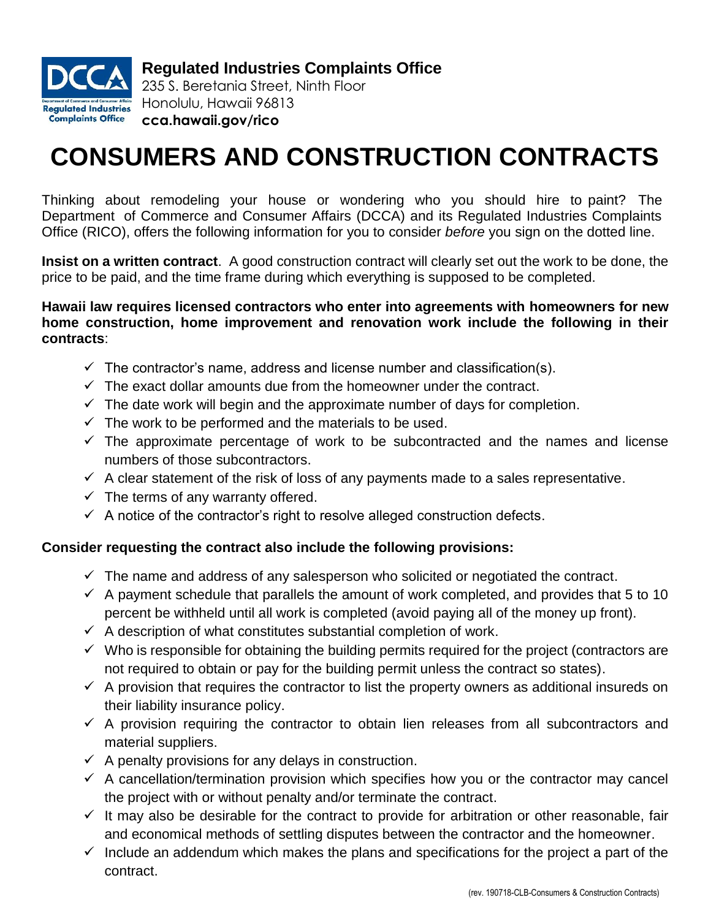**Regulated Industries Complaints Office**
235 S. Beretania Street, Ninth Floor
Honolulu, Hawaii 96813
**cca.hawaii.gov/rico**

# CONSUMERS AND CONSTRUCTION CONTRACTS

Thinking about remodeling your house or wondering who you should hire to paint? The Department of Commerce and Consumer Affairs (DCCA) and its Regulated Industries Complaints Office (RICO), offers the following information for you to consider *before* you sign on the dotted line.

**Insist on a written contract**. A good construction contract will clearly set out the work to be done, the price to be paid, and the time frame during which everything is supposed to be completed.

**Hawaii law requires licensed contractors who enter into agreements with homeowners for new home construction, home improvement and renovation work include the following in their contracts**:

- ✓ The contractor's name, address and license number and classification(s).
- ✓ The exact dollar amounts due from the homeowner under the contract.
- ✓ The date work will begin and the approximate number of days for completion.
- ✓ The work to be performed and the materials to be used.
- ✓ The approximate percentage of work to be subcontracted and the names and license numbers of those subcontractors.
- ✓ A clear statement of the risk of loss of any payments made to a sales representative.
- ✓ The terms of any warranty offered.
- ✓ A notice of the contractor's right to resolve alleged construction defects.

**Consider requesting the contract also include the following provisions:**

- ✓ The name and address of any salesperson who solicited or negotiated the contract.
- ✓ A payment schedule that parallels the amount of work completed, and provides that 5 to 10 percent be withheld until all work is completed (avoid paying all of the money up front).
- ✓ A description of what constitutes substantial completion of work.
- ✓ Who is responsible for obtaining the building permits required for the project (contractors are not required to obtain or pay for the building permit unless the contract so states).
- ✓ A provision that requires the contractor to list the property owners as additional insureds on their liability insurance policy.
- ✓ A provision requiring the contractor to obtain lien releases from all subcontractors and material suppliers.
- ✓ A penalty provisions for any delays in construction.
- ✓ A cancellation/termination provision which specifies how you or the contractor may cancel the project with or without penalty and/or terminate the contract.
- ✓ It may also be desirable for the contract to provide for arbitration or other reasonable, fair and economical methods of settling disputes between the contractor and the homeowner.
- ✓ Include an addendum which makes the plans and specifications for the project a part of the contract.

(rev. 190718-CLB-Consumers & Construction Contracts)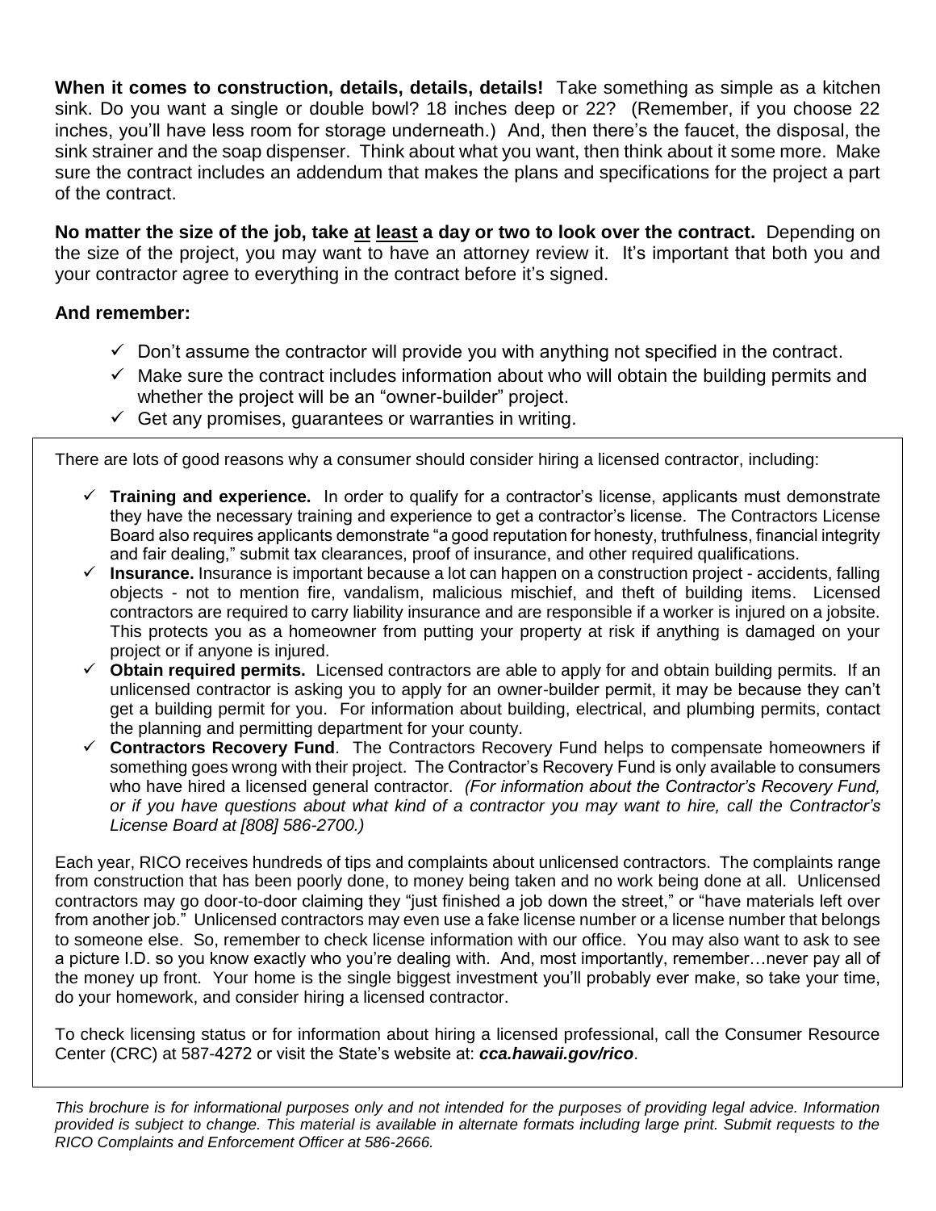**When it comes to construction, details, details, details!** Take something as simple as a kitchen sink. Do you want a single or double bowl? 18 inches deep or 22? (Remember, if you choose 22 inches, you'll have less room for storage underneath.) And, then there's the faucet, the disposal, the sink strainer and the soap dispenser. Think about what you want, then think about it some more. Make sure the contract includes an addendum that makes the plans and specifications for the project a part of the contract.

**No matter the size of the job, take <u>at least</u> a day or two to look over the contract.** Depending on the size of the project, you may want to have an attorney review it. It's important that both you and your contractor agree to everything in the contract before it's signed.

**And remember:**

- ✓ Don't assume the contractor will provide you with anything not specified in the contract.
- ✓ Make sure the contract includes information about who will obtain the building permits and whether the project will be an "owner-builder" project.
- ✓ Get any promises, guarantees or warranties in writing.

There are lots of good reasons why a consumer should consider hiring a licensed contractor, including:

- ✓ **Training and experience.** In order to qualify for a contractor's license, applicants must demonstrate they have the necessary training and experience to get a contractor's license. The Contractors License Board also requires applicants demonstrate "a good reputation for honesty, truthfulness, financial integrity and fair dealing," submit tax clearances, proof of insurance, and other required qualifications.
- ✓ **Insurance.** Insurance is important because a lot can happen on a construction project - accidents, falling objects - not to mention fire, vandalism, malicious mischief, and theft of building items. Licensed contractors are required to carry liability insurance and are responsible if a worker is injured on a jobsite. This protects you as a homeowner from putting your property at risk if anything is damaged on your project or if anyone is injured.
- ✓ **Obtain required permits.** Licensed contractors are able to apply for and obtain building permits. If an unlicensed contractor is asking you to apply for an owner-builder permit, it may be because they can't get a building permit for you. For information about building, electrical, and plumbing permits, contact the planning and permitting department for your county.
- ✓ **Contractors Recovery Fund**. The Contractors Recovery Fund helps to compensate homeowners if something goes wrong with their project. The Contractor's Recovery Fund is only available to consumers who have hired a licensed general contractor. *(For information about the Contractor's Recovery Fund, or if you have questions about what kind of a contractor you may want to hire, call the Contractor's License Board at [808] 586-2700.)*

Each year, RICO receives hundreds of tips and complaints about unlicensed contractors. The complaints range from construction that has been poorly done, to money being taken and no work being done at all. Unlicensed contractors may go door-to-door claiming they "just finished a job down the street," or "have materials left over from another job." Unlicensed contractors may even use a fake license number or a license number that belongs to someone else. So, remember to check license information with our office. You may also want to ask to see a picture I.D. so you know exactly who you're dealing with. And, most importantly, remember…never pay all of the money up front. Your home is the single biggest investment you'll probably ever make, so take your time, do your homework, and consider hiring a licensed contractor.

To check licensing status or for information about hiring a licensed professional, call the Consumer Resource Center (CRC) at 587-4272 or visit the State's website at: ***cca.hawaii.gov/rico***.

*This brochure is for informational purposes only and not intended for the purposes of providing legal advice. Information provided is subject to change. This material is available in alternate formats including large print. Submit requests to the RICO Complaints and Enforcement Officer at 586-2666.*